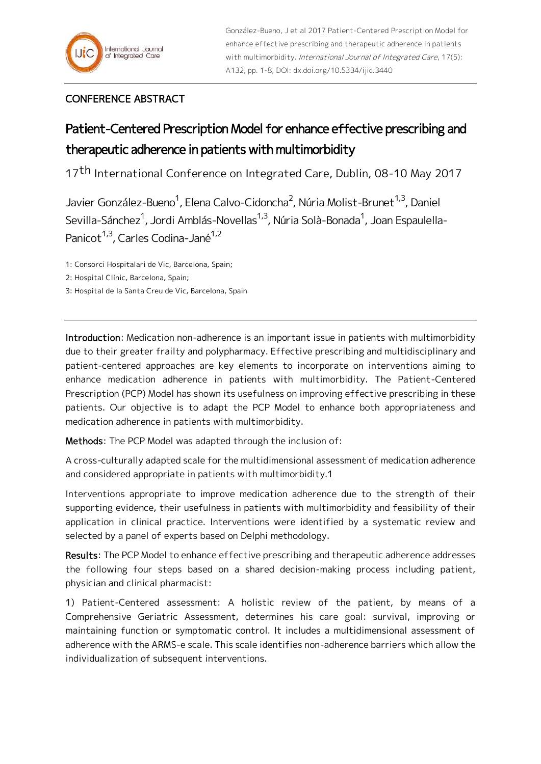CONFERENCE ABSTRACT

# Patient-Centered Prescription Model for enhance effective prescribing and therapeutic adherence in patients with multimorbidity

17th International Conference on Integrated Care, Dublin, 08-10 May 2017

Javier González-Bueno[1], Elena Calvo-Cidoncha[2], Núria Molist-Brunet[1,3], Daniel Sevilla-Sánchez[1], Jordi Amblás-Novellas[1,3], Núria Solà-Bonada[1], Joan Espaulella-Panicot[1,3], Carles Codina-Jané[1,2]

1: Consorci Hospitalari de Vic, Barcelona, Spain;

2: Hospital Clínic, Barcelona, Spain;

3: Hospital de la Santa Creu de Vic, Barcelona, Spain

---

**Introduction**: Medication non-adherence is an important issue in patients with multimorbidity due to their greater frailty and polypharmacy. Effective prescribing and multidisciplinary and patient-centered approaches are key elements to incorporate on interventions aiming to enhance medication adherence in patients with multimorbidity. The Patient-Centered Prescription (PCP) Model has shown its usefulness on improving effective prescribing in these patients. Our objective is to adapt the PCP Model to enhance both appropriateness and medication adherence in patients with multimorbidity.

**Methods**: The PCP Model was adapted through the inclusion of:

A cross-culturally adapted scale for the multidimensional assessment of medication adherence and considered appropriate in patients with multimorbidity.1

Interventions appropriate to improve medication adherence due to the strength of their supporting evidence, their usefulness in patients with multimorbidity and feasibility of their application in clinical practice. Interventions were identified by a systematic review and selected by a panel of experts based on Delphi methodology.

**Results**: The PCP Model to enhance effective prescribing and therapeutic adherence addresses the following four steps based on a shared decision-making process including patient, physician and clinical pharmacist:

1) Patient-Centered assessment: A holistic review of the patient, by means of a Comprehensive Geriatric Assessment, determines his care goal: survival, improving or maintaining function or symptomatic control. It includes a multidimensional assessment of adherence with the ARMS-e scale. This scale identifies non-adherence barriers which allow the individualization of subsequent interventions.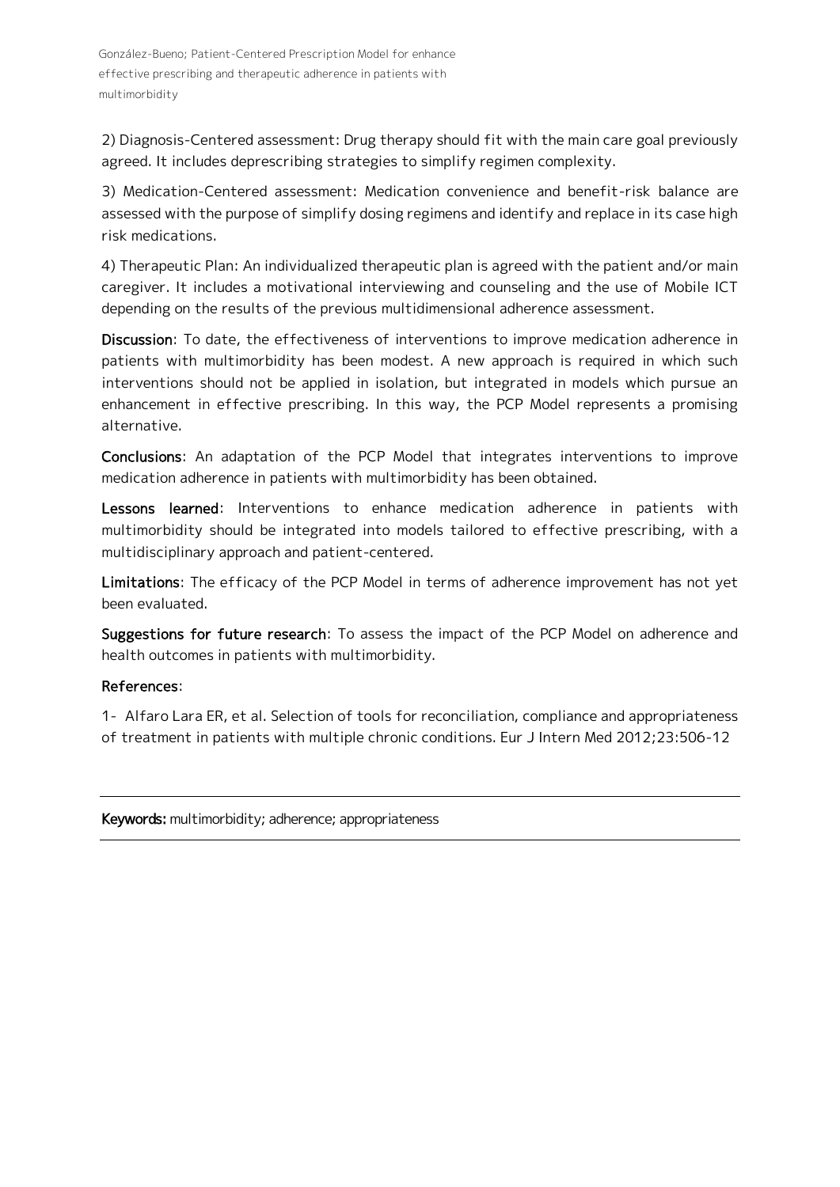2) Diagnosis-Centered assessment: Drug therapy should fit with the main care goal previously agreed. It includes deprescribing strategies to simplify regimen complexity.

3) Medication-Centered assessment: Medication convenience and benefit-risk balance are assessed with the purpose of simplify dosing regimens and identify and replace in its case high risk medications.

4) Therapeutic Plan: An individualized therapeutic plan is agreed with the patient and/or main caregiver. It includes a motivational interviewing and counseling and the use of Mobile ICT depending on the results of the previous multidimensional adherence assessment.

**Discussion**: To date, the effectiveness of interventions to improve medication adherence in patients with multimorbidity has been modest. A new approach is required in which such interventions should not be applied in isolation, but integrated in models which pursue an enhancement in effective prescribing. In this way, the PCP Model represents a promising alternative.

**Conclusions**: An adaptation of the PCP Model that integrates interventions to improve medication adherence in patients with multimorbidity has been obtained.

**Lessons learned**: Interventions to enhance medication adherence in patients with multimorbidity should be integrated into models tailored to effective prescribing, with a multidisciplinary approach and patient-centered.

**Limitations**: The efficacy of the PCP Model in terms of adherence improvement has not yet been evaluated.

**Suggestions for future research**: To assess the impact of the PCP Model on adherence and health outcomes in patients with multimorbidity.

**References**:

1- Alfaro Lara ER, et al. Selection of tools for reconciliation, compliance and appropriateness of treatment in patients with multiple chronic conditions. Eur J Intern Med 2012;23:506-12

---

**Keywords:** multimorbidity; adherence; appropriateness